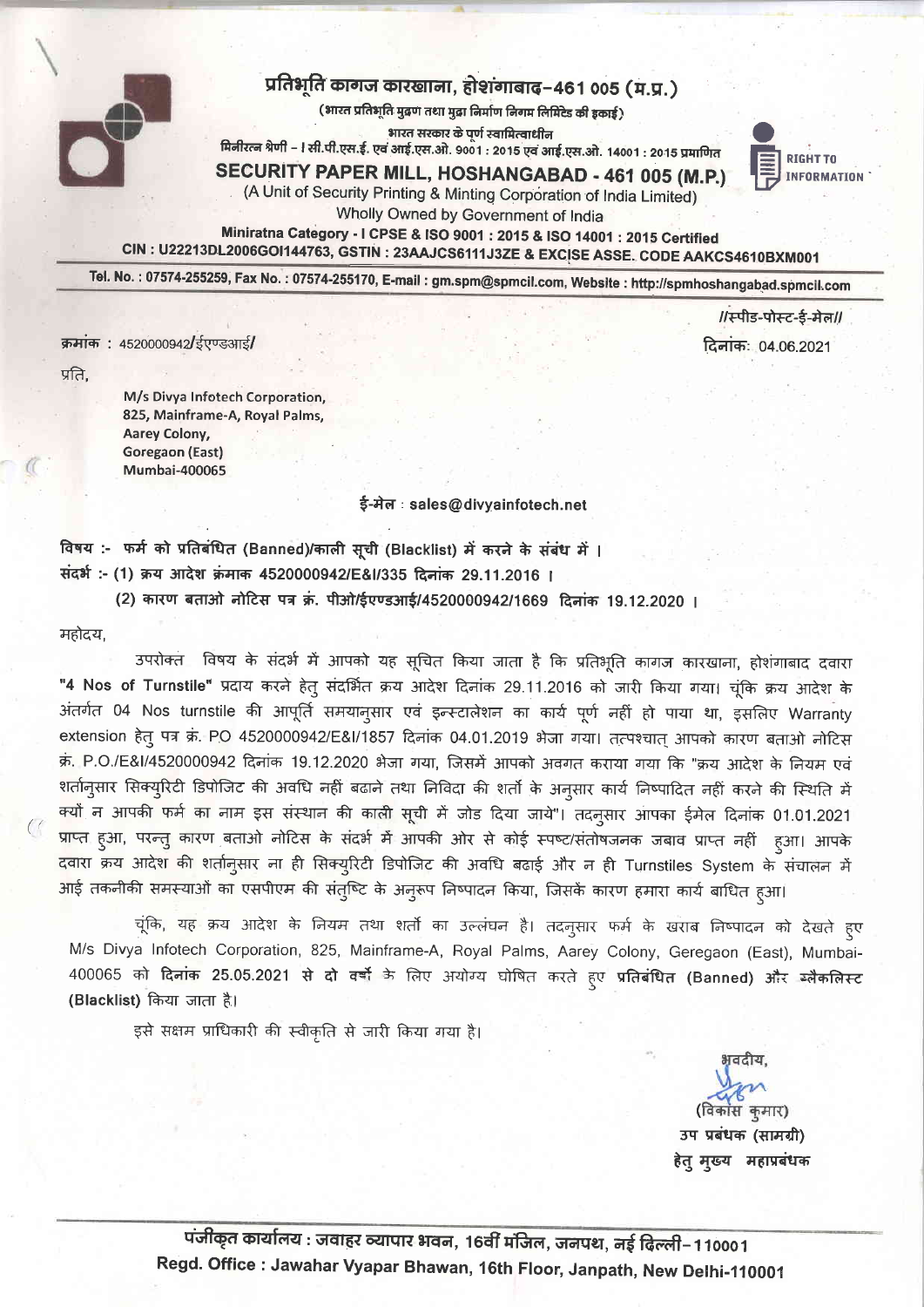# प्रतिभूति कागज कारखाना, होशंगाबाद-461 005 (म.प्र.)

(भारत प्रतिभूति मुद्रण तथा मुद्रा निर्माण निगम लिमिटेड की इकाई)

भारत सरकार के पूर्ण स्वामित्वाधीन

मिनीरत्न श्रेणी – I सी.पी.एस.ई. एवं आई.एस.ओ. 9001 : 2015 एवं आई.एस.ओ. 14001 : 2015 प्रमाणित

## SECURITY PAPER MILL, HOSHANGABAD - 461 005 (M.P.)

(A Unit of Security Printing & Minting Corporation of India Limited)

Wholly Owned by Government of India

**Miniratna Category - I CPSE & ISO 9001 : 2015 & ISO 14001 : 2015 Certified**

**CIN : U22213DL2006GOI144763, GSTIN : 23AAJCS6111J3ZE & EXCISE ASSE. CODE AAKCS4610BXM001**

RIGHT TO INFORMATION

**Tel. No. : 07574-255259, Fax No. : 07574-255170, E-mail : gm.spm@spmcil.com, Website : http://spmhoshangabad.spmcil.com**

//स्पीड-पोस्ट-ई-मेल//

क्रमांक : 4520000942/ईएण्डआई/ — दिनांक: 04.06.2021

प्रति,

**M/s Divya Infotech Corporation,**
**825, Mainframe-A, Royal Palms,**
**Aarey Colony,**
**Goregaon (East)**
**Mumbai-400065**

**ई-मेल : sales@divyainfotech.net**

**विषय :- फर्म को प्रतिबंधित (Banned)/काली सूची (Blacklist) में करने के संबंध में ।**

**संदर्भ :- (1) क्रय आदेश क्रमाक 4520000942/E&I/335 दिनांक 29.11.2016 ।**

**(2) कारण बताओ नोटिस पत्र क्रं. पीओ/ईएण्डआई/4520000942/1669 दिनांक 19.12.2020 ।**

महोदय,

उपरोक्त विषय के संदर्भ में आपको यह सूचित किया जाता है कि प्रतिभूति कागज कारखाना, होशंगाबाद दवारा **"4 Nos of Turnstile"** प्रदाय करने हेतु संदर्भित क्रय आदेश दिनांक 29.11.2016 को जारी किया गया। चूंकि क्रय आदेश के अंतर्गत 04 Nos turnstile की आपूर्ति समयानुसार एवं इन्स्टालेशन का कार्य पूर्ण नहीं हो पाया था, इसलिए Warranty extension हेतु पत्र क्रं. PO 4520000942/E&I/1857 दिनांक 04.01.2019 भेजा गया। तत्पश्चात् आपको कारण बताओ नोटिस क्रं. P.O./E&I/4520000942 दिनांक 19.12.2020 भेजा गया, जिसमें आपको अवगत कराया गया कि "क्रय आदेश के नियम एवं शर्तानुसार सिक्युरिटी डिपोजिट की अवधि नहीं बढाने तथा निविदा की शर्तो के अनुसार कार्य निष्पादित नहीं करने की स्थिति में क्यों न आपकी फर्म का नाम इस संस्थान की काली सूची में जोड दिया जाये"। तदनुसार आपका ईमेल दिनांक 01.01.2021 प्राप्त हुआ, परन्तु कारण बताओ नोटिस के संदर्भ में आपकी ओर से कोई स्पष्ट/संतोषजनक जबाव प्राप्त नहीं हुआ। आपके दवारा क्रय आदेश की शर्तानुसार ना ही सिक्युरिटी डिपोजिट की अवधि बढाई और न ही Turnstiles System के संचालन में आई तकनीकी समस्याओं का एसपीएम की संतुष्टि के अनुरूप निष्पादन किया, जिसकें कारण हमारा कार्य बाधित हुआ।

चूंकि, यह क्रय आदेश के नियम तथा शर्तो का उल्लंघन है। तदनुसार फर्म के खराब निष्पादन को देखते हुए M/s Divya Infotech Corporation, 825, Mainframe-A, Royal Palms, Aarey Colony, Geregaon (East), Mumbai-400065 को **दिनांक 25.05.2021 से दो वर्षो** के लिए अयोग्य घोषित करते हुए **प्रतिबंधित (Banned) और ब्लैकलिस्ट (Blacklist)** किया जाता है।

इसे सक्षम प्राधिकारी की स्वीकृति से जारी किया गया है।

भवदीय,

(विकास कुमार)
**उप प्रबंधक (सामग्री)**
**हेतु मुख्य महाप्रबंधक**

**पंजीकृत कार्यालय : जवाहर व्यापार भवन, 16वीं मंजिल, जनपथ, नई दिल्ली-110001**

**Regd. Office : Jawahar Vyapar Bhawan, 16th Floor, Janpath, New Delhi-110001**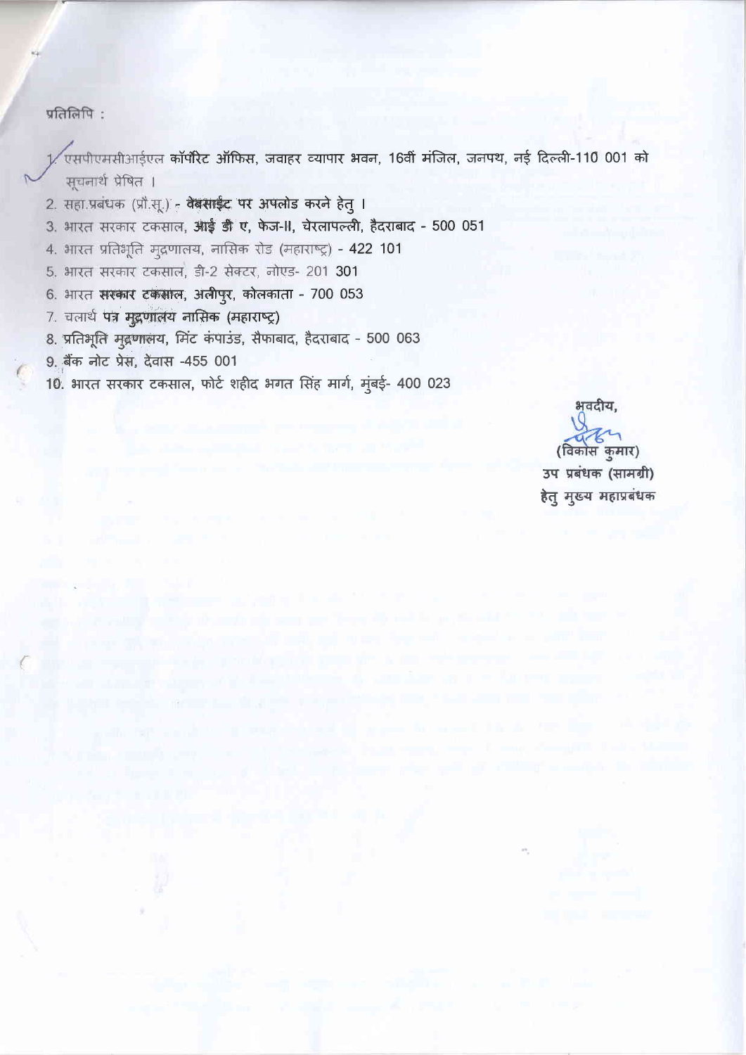प्रतिलिपि :

1. एसपीएमसीआईएल कॉर्पोरेट ऑफिस, जवाहर व्यापार भवन, 16वीं मंजिल, जनपथ, नई दिल्ली-110 001 को सूचनार्थ प्रेषित ।
2. सहा.प्रबंधक (प्रौ.सू.) - वेबसाईट पर अपलोड करने हेतु ।
3. भारत सरकार टकसाल, आई डी ए, फेज-II, चेरलापल्ली, हैदराबाद - 500 051
4. भारत प्रतिभूति मुद्रणालय, नासिक रोड (महाराष्ट्र) - 422 101
5. भारत सरकार टकसाल, डी-2 सेक्टर, नोएड- 201 301
6. भारत सरकार टकसाल, अलीपुर, कोलकाता - 700 053
7. चलार्थ पत्र मुद्रणालय नासिक (महाराष्ट्र)
8. प्रतिभूति मुद्रणालय, मिंट कंपाउंड, सैफाबाद, हैदराबाद - 500 063
9. बैंक नोट प्रेस, देवास -455 001
10. भारत सरकार टकसाल, फोर्ट शहीद भगत सिंह मार्ग, मुंबई- 400 023

भवदीय,

(विकास कुमार)
उप प्रबंधक (सामग्री)
हेतु मुख्य महाप्रबंधक